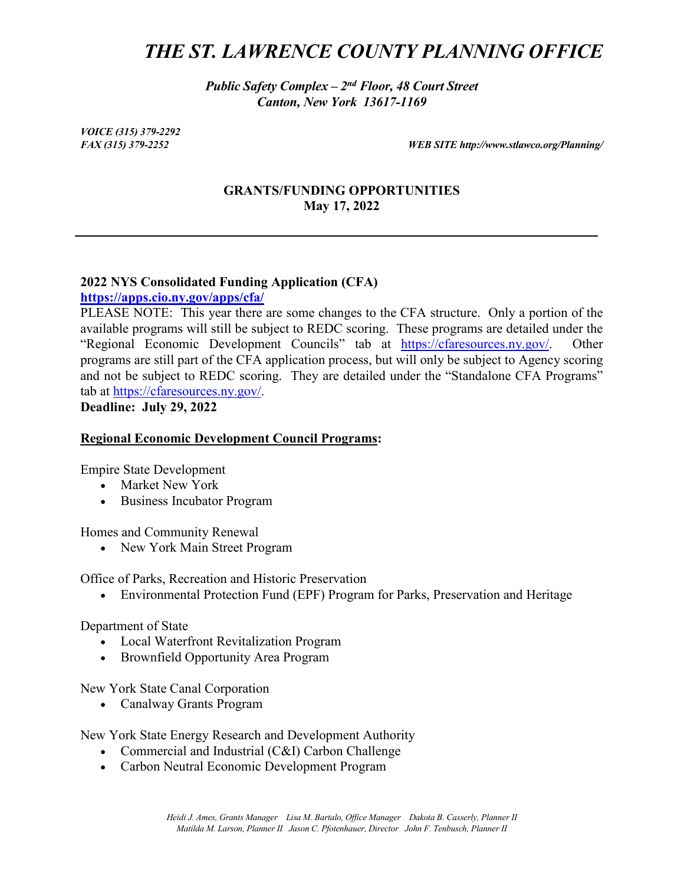# *THE ST. LAWRENCE COUNTY PLANNING OFFICE*

***Public Safety Complex – 2nd Floor, 48 Court Street***
***Canton, New York 13617-1169***

***VOICE (315) 379-2292***
***FAX (315) 379-2252*** ***WEB SITE http://www.stlawco.org/Planning/***

**GRANTS/FUNDING OPPORTUNITIES**
**May 17, 2022**

---

**2022 NYS Consolidated Funding Application (CFA)**
**https://apps.cio.ny.gov/apps/cfa/**
PLEASE NOTE: This year there are some changes to the CFA structure. Only a portion of the available programs will still be subject to REDC scoring. These programs are detailed under the "Regional Economic Development Councils" tab at https://cfaresources.ny.gov/. Other programs are still part of the CFA application process, but will only be subject to Agency scoring and not be subject to REDC scoring. They are detailed under the "Standalone CFA Programs" tab at https://cfaresources.ny.gov/.
**Deadline: July 29, 2022**

**Regional Economic Development Council Programs:**

Empire State Development

- Market New York
- Business Incubator Program

Homes and Community Renewal

- New York Main Street Program

Office of Parks, Recreation and Historic Preservation

- Environmental Protection Fund (EPF) Program for Parks, Preservation and Heritage

Department of State

- Local Waterfront Revitalization Program
- Brownfield Opportunity Area Program

New York State Canal Corporation

- Canalway Grants Program

New York State Energy Research and Development Authority

- Commercial and Industrial (C&I) Carbon Challenge
- Carbon Neutral Economic Development Program

*Heidi J. Ames, Grants Manager Lisa M. Bartalo, Office Manager Dakota B. Casserly, Planner II*
*Matilda M. Larson, Planner II Jason C. Pfotenhauer, Director John F. Tenbusch, Planner II*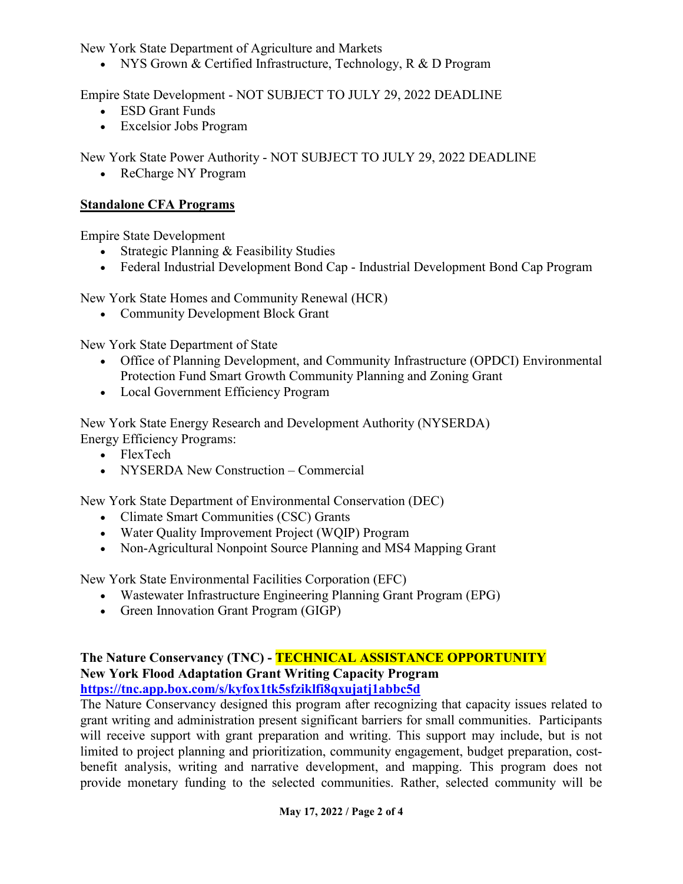New York State Department of Agriculture and Markets

- NYS Grown & Certified Infrastructure, Technology, R & D Program

Empire State Development - NOT SUBJECT TO JULY 29, 2022 DEADLINE

- ESD Grant Funds
- Excelsior Jobs Program

New York State Power Authority - NOT SUBJECT TO JULY 29, 2022 DEADLINE

- ReCharge NY Program

**Standalone CFA Programs**

Empire State Development

- Strategic Planning & Feasibility Studies
- Federal Industrial Development Bond Cap - Industrial Development Bond Cap Program

New York State Homes and Community Renewal (HCR)

- Community Development Block Grant

New York State Department of State

- Office of Planning Development, and Community Infrastructure (OPDCI) Environmental Protection Fund Smart Growth Community Planning and Zoning Grant
- Local Government Efficiency Program

New York State Energy Research and Development Authority (NYSERDA)
Energy Efficiency Programs:

- FlexTech
- NYSERDA New Construction – Commercial

New York State Department of Environmental Conservation (DEC)

- Climate Smart Communities (CSC) Grants
- Water Quality Improvement Project (WQIP) Program
- Non-Agricultural Nonpoint Source Planning and MS4 Mapping Grant

New York State Environmental Facilities Corporation (EFC)

- Wastewater Infrastructure Engineering Planning Grant Program (EPG)
- Green Innovation Grant Program (GIGP)

**The Nature Conservancy (TNC) - TECHNICAL ASSISTANCE OPPORTUNITY**
**New York Flood Adaptation Grant Writing Capacity Program**
**https://tnc.app.box.com/s/kyfox1tk5sfziklfi8qxujatj1abbc5d**

The Nature Conservancy designed this program after recognizing that capacity issues related to grant writing and administration present significant barriers for small communities. Participants will receive support with grant preparation and writing. This support may include, but is not limited to project planning and prioritization, community engagement, budget preparation, cost-benefit analysis, writing and narrative development, and mapping. This program does not provide monetary funding to the selected communities. Rather, selected community will be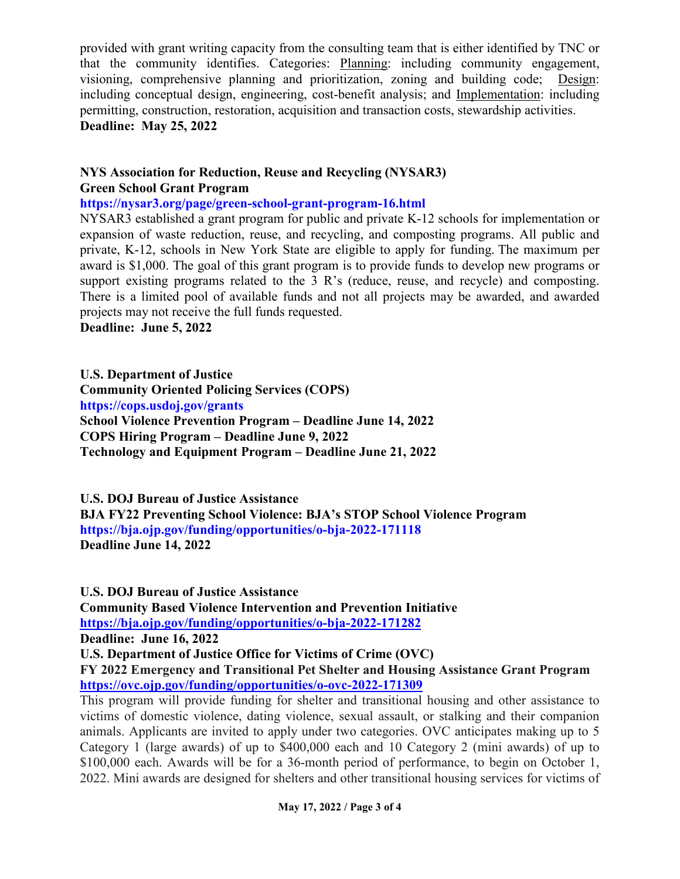provided with grant writing capacity from the consulting team that is either identified by TNC or that the community identifies. Categories: Planning: including community engagement, visioning, comprehensive planning and prioritization, zoning and building code; Design: including conceptual design, engineering, cost-benefit analysis; and Implementation: including permitting, construction, restoration, acquisition and transaction costs, stewardship activities.
**Deadline: May 25, 2022**

**NYS Association for Reduction, Reuse and Recycling (NYSAR3)**
**Green School Grant Program**
**https://nysar3.org/page/green-school-grant-program-16.html**
NYSAR3 established a grant program for public and private K-12 schools for implementation or expansion of waste reduction, reuse, and recycling, and composting programs. All public and private, K-12, schools in New York State are eligible to apply for funding. The maximum per award is $1,000. The goal of this grant program is to provide funds to develop new programs or support existing programs related to the 3 R's (reduce, reuse, and recycle) and composting. There is a limited pool of available funds and not all projects may be awarded, and awarded projects may not receive the full funds requested.
**Deadline: June 5, 2022**

**U.S. Department of Justice**
**Community Oriented Policing Services (COPS)**
**https://cops.usdoj.gov/grants**
**School Violence Prevention Program – Deadline June 14, 2022**
**COPS Hiring Program – Deadline June 9, 2022**
**Technology and Equipment Program – Deadline June 21, 2022**

**U.S. DOJ Bureau of Justice Assistance**
**BJA FY22 Preventing School Violence: BJA's STOP School Violence Program**
**https://bja.ojp.gov/funding/opportunities/o-bja-2022-171118**
**Deadline June 14, 2022**

**U.S. DOJ Bureau of Justice Assistance**
**Community Based Violence Intervention and Prevention Initiative**
**https://bja.ojp.gov/funding/opportunities/o-bja-2022-171282**
**Deadline: June 16, 2022**
**U.S. Department of Justice Office for Victims of Crime (OVC)**
**FY 2022 Emergency and Transitional Pet Shelter and Housing Assistance Grant Program**
**https://ovc.ojp.gov/funding/opportunities/o-ovc-2022-171309**
This program will provide funding for shelter and transitional housing and other assistance to victims of domestic violence, dating violence, sexual assault, or stalking and their companion animals. Applicants are invited to apply under two categories. OVC anticipates making up to 5 Category 1 (large awards) of up to $400,000 each and 10 Category 2 (mini awards) of up to $100,000 each. Awards will be for a 36-month period of performance, to begin on October 1, 2022. Mini awards are designed for shelters and other transitional housing services for victims of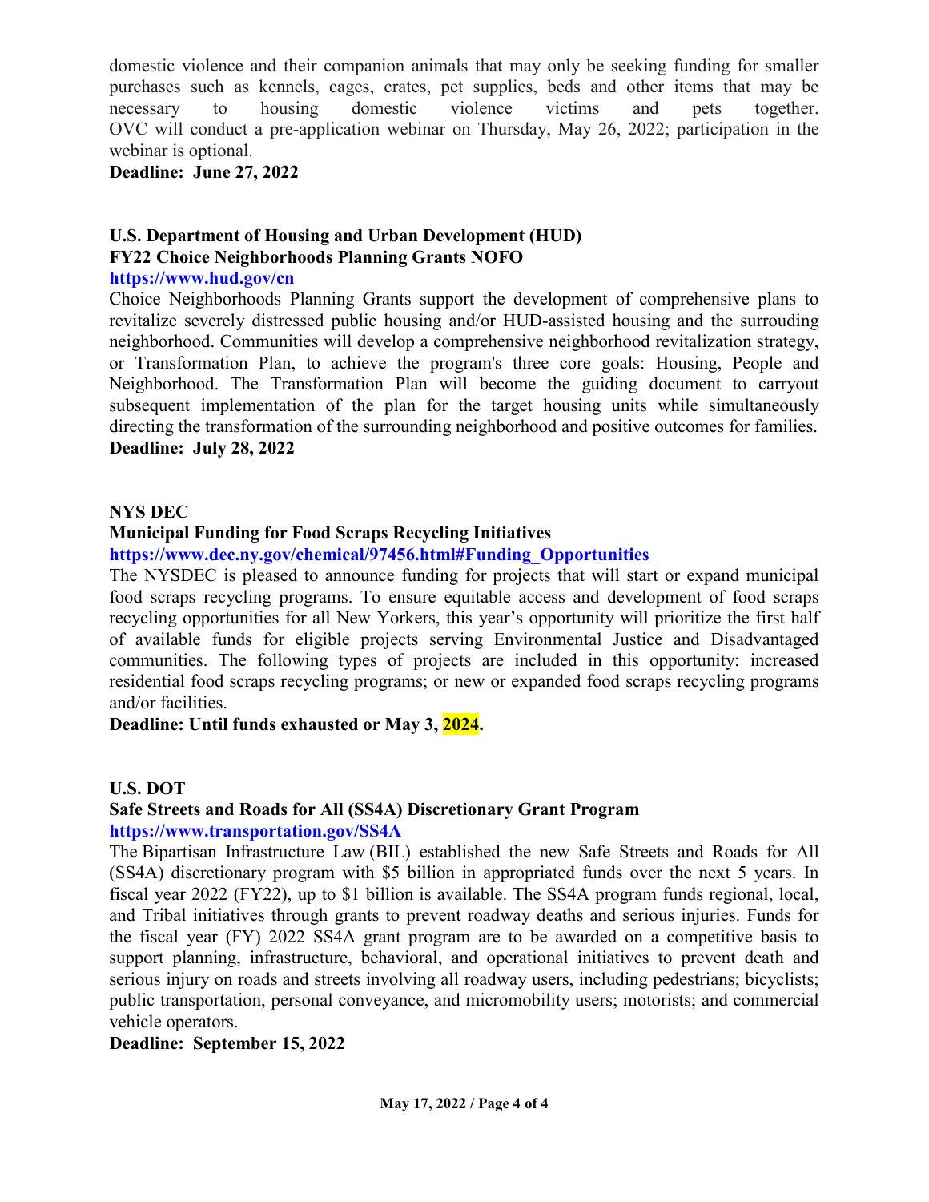domestic violence and their companion animals that may only be seeking funding for smaller purchases such as kennels, cages, crates, pet supplies, beds and other items that may be necessary to housing domestic violence victims and pets together. OVC will conduct a pre-application webinar on Thursday, May 26, 2022; participation in the webinar is optional.

**Deadline: June 27, 2022**

**U.S. Department of Housing and Urban Development (HUD)**
**FY22 Choice Neighborhoods Planning Grants NOFO**
**https://www.hud.gov/cn**

Choice Neighborhoods Planning Grants support the development of comprehensive plans to revitalize severely distressed public housing and/or HUD-assisted housing and the surrouding neighborhood. Communities will develop a comprehensive neighborhood revitalization strategy, or Transformation Plan, to achieve the program's three core goals: Housing, People and Neighborhood. The Transformation Plan will become the guiding document to carryout subsequent implementation of the plan for the target housing units while simultaneously directing the transformation of the surrounding neighborhood and positive outcomes for families.

**Deadline: July 28, 2022**

**NYS DEC**
**Municipal Funding for Food Scraps Recycling Initiatives**
**https://www.dec.ny.gov/chemical/97456.html#Funding_Opportunities**

The NYSDEC is pleased to announce funding for projects that will start or expand municipal food scraps recycling programs. To ensure equitable access and development of food scraps recycling opportunities for all New Yorkers, this year's opportunity will prioritize the first half of available funds for eligible projects serving Environmental Justice and Disadvantaged communities. The following types of projects are included in this opportunity: increased residential food scraps recycling programs; or new or expanded food scraps recycling programs and/or facilities.

**Deadline: Until funds exhausted or May 3, 2024.**

**U.S. DOT**
**Safe Streets and Roads for All (SS4A) Discretionary Grant Program**
**https://www.transportation.gov/SS4A**

The Bipartisan Infrastructure Law (BIL) established the new Safe Streets and Roads for All (SS4A) discretionary program with $5 billion in appropriated funds over the next 5 years. In fiscal year 2022 (FY22), up to $1 billion is available. The SS4A program funds regional, local, and Tribal initiatives through grants to prevent roadway deaths and serious injuries. Funds for the fiscal year (FY) 2022 SS4A grant program are to be awarded on a competitive basis to support planning, infrastructure, behavioral, and operational initiatives to prevent death and serious injury on roads and streets involving all roadway users, including pedestrians; bicyclists; public transportation, personal conveyance, and micromobility users; motorists; and commercial vehicle operators.

**Deadline: September 15, 2022**